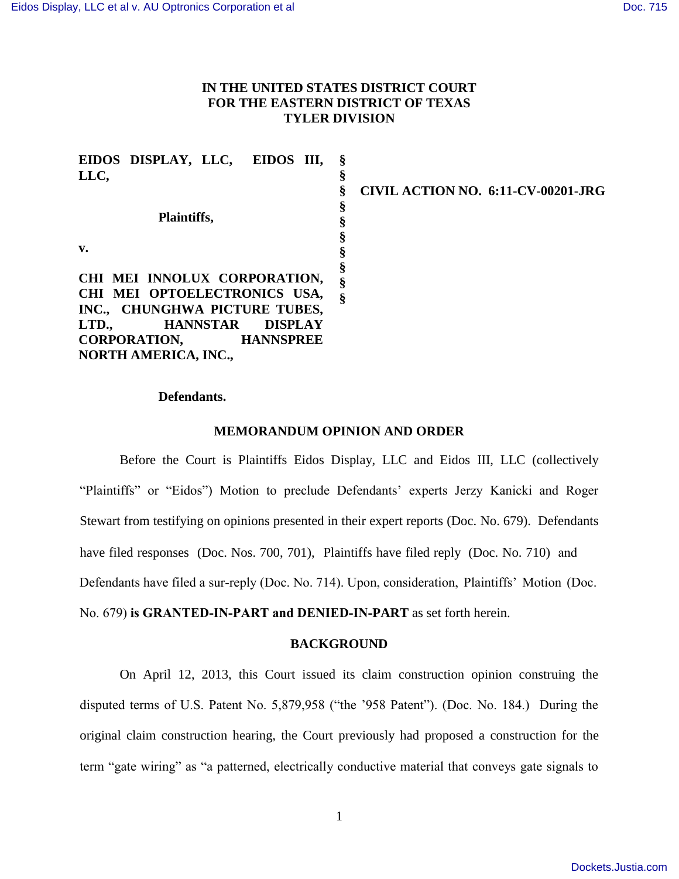**IN THE UNITED STATES DISTRICT COURT**
**FOR THE EASTERN DISTRICT OF TEXAS**
**TYLER DIVISION**

| | | |
|---|---|---|
| **EIDOS DISPLAY, LLC, EIDOS III, LLC,** | § | |
| | § | **CIVIL ACTION NO. 6:11-CV-00201-JRG** |
| **Plaintiffs,** | § | |
| | § | |
| **v.** | § | |
| | § | |
| **CHI MEI INNOLUX CORPORATION, CHI MEI OPTOELECTRONICS USA, INC., CHUNGHWA PICTURE TUBES, LTD., HANNSTAR DISPLAY CORPORATION, HANNSPREE NORTH AMERICA, INC.,** | § | |
| | § | |
| **Defendants.** | | |

## MEMORANDUM OPINION AND ORDER

Before the Court is Plaintiffs Eidos Display, LLC and Eidos III, LLC (collectively "Plaintiffs" or "Eidos") Motion to preclude Defendants' experts Jerzy Kanicki and Roger Stewart from testifying on opinions presented in their expert reports (Doc. No. 679). Defendants have filed responses (Doc. Nos. 700, 701), Plaintiffs have filed reply (Doc. No. 710) and Defendants have filed a sur-reply (Doc. No. 714). Upon, consideration, Plaintiffs' Motion (Doc. No. 679) **is GRANTED-IN-PART and DENIED-IN-PART** as set forth herein.

## BACKGROUND

On April 12, 2013, this Court issued its claim construction opinion construing the disputed terms of U.S. Patent No. 5,879,958 ("the '958 Patent"). (Doc. No. 184.) During the original claim construction hearing, the Court previously had proposed a construction for the term "gate wiring" as "a patterned, electrically conductive material that conveys gate signals to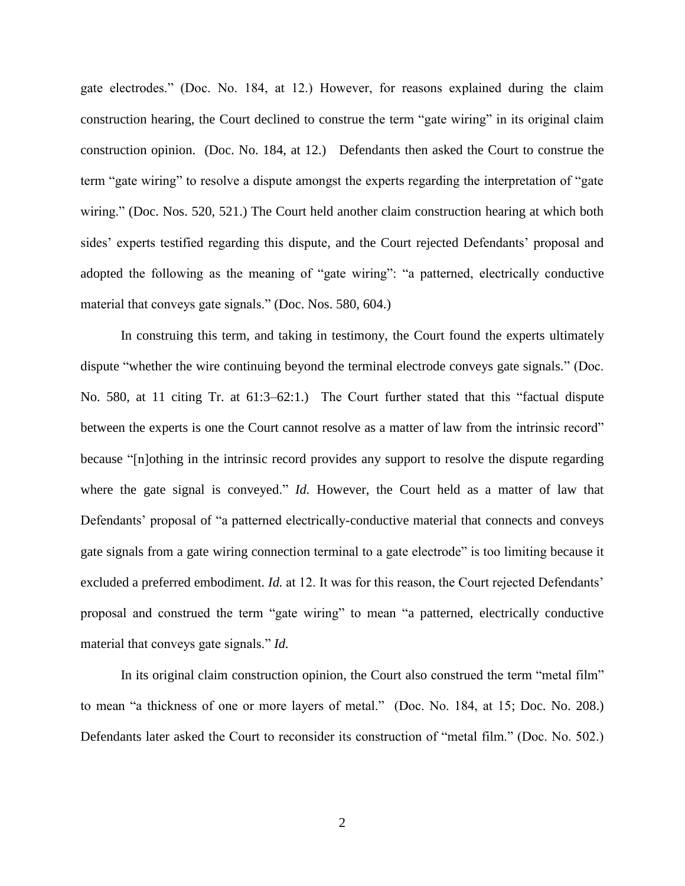gate electrodes." (Doc. No. 184, at 12.) However, for reasons explained during the claim construction hearing, the Court declined to construe the term "gate wiring" in its original claim construction opinion. (Doc. No. 184, at 12.) Defendants then asked the Court to construe the term "gate wiring" to resolve a dispute amongst the experts regarding the interpretation of "gate wiring." (Doc. Nos. 520, 521.) The Court held another claim construction hearing at which both sides' experts testified regarding this dispute, and the Court rejected Defendants' proposal and adopted the following as the meaning of "gate wiring": "a patterned, electrically conductive material that conveys gate signals." (Doc. Nos. 580, 604.)

In construing this term, and taking in testimony, the Court found the experts ultimately dispute "whether the wire continuing beyond the terminal electrode conveys gate signals." (Doc. No. 580, at 11 citing Tr. at 61:3–62:1.) The Court further stated that this "factual dispute between the experts is one the Court cannot resolve as a matter of law from the intrinsic record" because "[n]othing in the intrinsic record provides any support to resolve the dispute regarding where the gate signal is conveyed." *Id.* However, the Court held as a matter of law that Defendants' proposal of "a patterned electrically-conductive material that connects and conveys gate signals from a gate wiring connection terminal to a gate electrode" is too limiting because it excluded a preferred embodiment. *Id.* at 12. It was for this reason, the Court rejected Defendants' proposal and construed the term "gate wiring" to mean "a patterned, electrically conductive material that conveys gate signals." *Id.*

In its original claim construction opinion, the Court also construed the term "metal film" to mean "a thickness of one or more layers of metal." (Doc. No. 184, at 15; Doc. No. 208.) Defendants later asked the Court to reconsider its construction of "metal film." (Doc. No. 502.)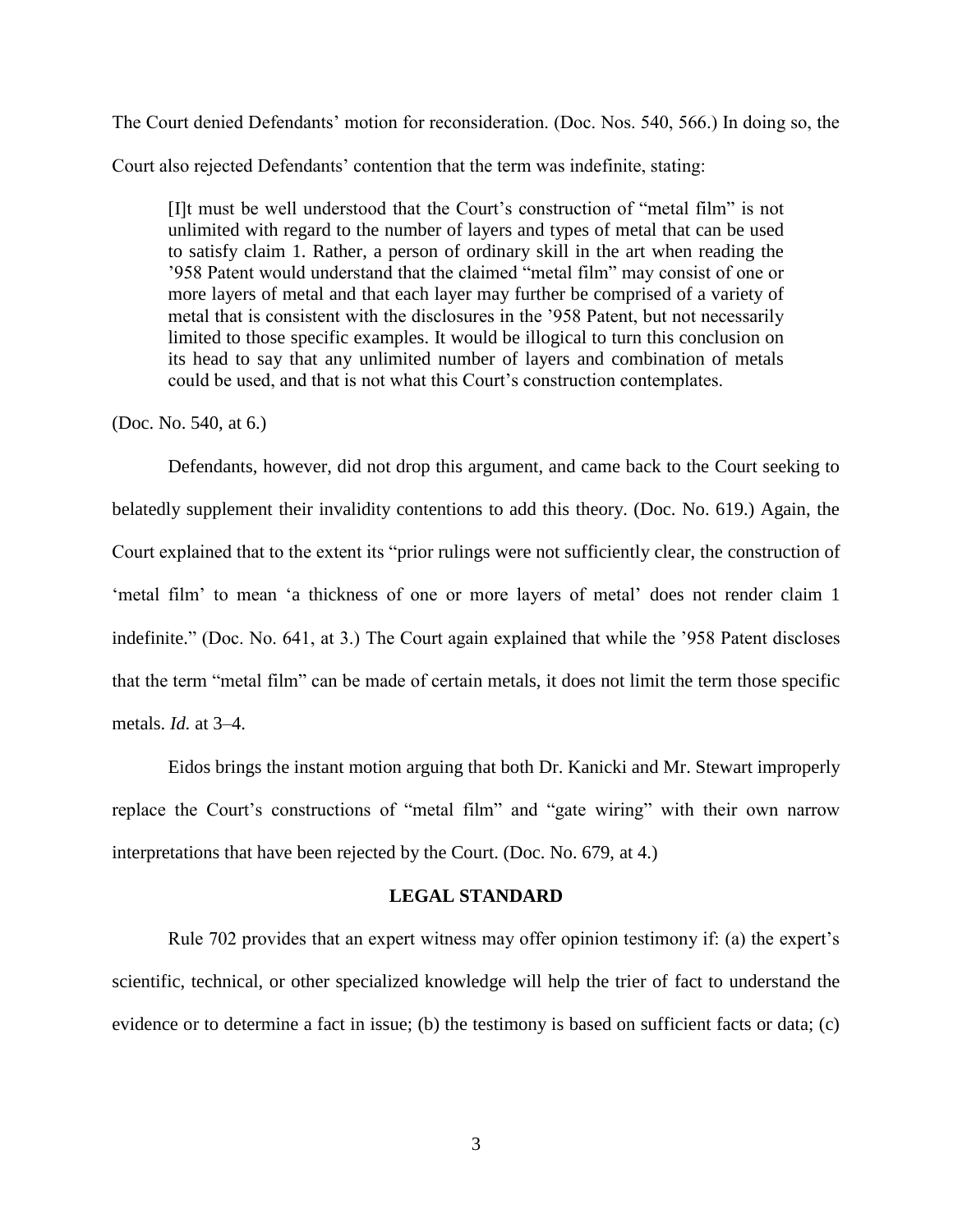The Court denied Defendants' motion for reconsideration. (Doc. Nos. 540, 566.) In doing so, the Court also rejected Defendants' contention that the term was indefinite, stating:

> [I]t must be well understood that the Court's construction of "metal film" is not unlimited with regard to the number of layers and types of metal that can be used to satisfy claim 1. Rather, a person of ordinary skill in the art when reading the '958 Patent would understand that the claimed "metal film" may consist of one or more layers of metal and that each layer may further be comprised of a variety of metal that is consistent with the disclosures in the '958 Patent, but not necessarily limited to those specific examples. It would be illogical to turn this conclusion on its head to say that any unlimited number of layers and combination of metals could be used, and that is not what this Court's construction contemplates.

(Doc. No. 540, at 6.)

Defendants, however, did not drop this argument, and came back to the Court seeking to belatedly supplement their invalidity contentions to add this theory. (Doc. No. 619.) Again, the Court explained that to the extent its "prior rulings were not sufficiently clear, the construction of 'metal film' to mean 'a thickness of one or more layers of metal' does not render claim 1 indefinite." (Doc. No. 641, at 3.) The Court again explained that while the '958 Patent discloses that the term "metal film" can be made of certain metals, it does not limit the term those specific metals. *Id.* at 3–4.

Eidos brings the instant motion arguing that both Dr. Kanicki and Mr. Stewart improperly replace the Court's constructions of "metal film" and "gate wiring" with their own narrow interpretations that have been rejected by the Court. (Doc. No. 679, at 4.)

## LEGAL STANDARD

Rule 702 provides that an expert witness may offer opinion testimony if: (a) the expert's scientific, technical, or other specialized knowledge will help the trier of fact to understand the evidence or to determine a fact in issue; (b) the testimony is based on sufficient facts or data; (c)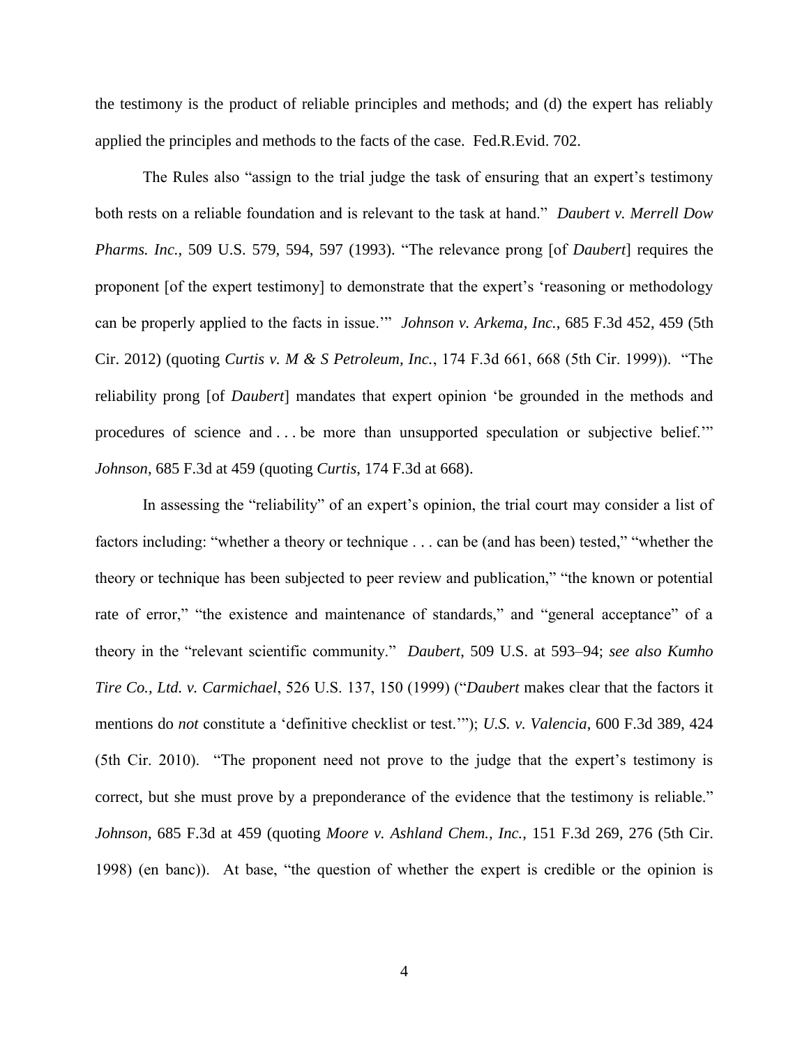the testimony is the product of reliable principles and methods; and (d) the expert has reliably applied the principles and methods to the facts of the case. Fed.R.Evid. 702.

The Rules also "assign to the trial judge the task of ensuring that an expert's testimony both rests on a reliable foundation and is relevant to the task at hand." *Daubert v. Merrell Dow Pharms. Inc.*, 509 U.S. 579, 594, 597 (1993). "The relevance prong [of *Daubert*] requires the proponent [of the expert testimony] to demonstrate that the expert's 'reasoning or methodology can be properly applied to the facts in issue.'" *Johnson v. Arkema, Inc.*, 685 F.3d 452, 459 (5th Cir. 2012) (quoting *Curtis v. M & S Petroleum, Inc.*, 174 F.3d 661, 668 (5th Cir. 1999)). "The reliability prong [of *Daubert*] mandates that expert opinion 'be grounded in the methods and procedures of science and . . . be more than unsupported speculation or subjective belief.'" *Johnson*, 685 F.3d at 459 (quoting *Curtis*, 174 F.3d at 668).

In assessing the "reliability" of an expert's opinion, the trial court may consider a list of factors including: "whether a theory or technique . . . can be (and has been) tested," "whether the theory or technique has been subjected to peer review and publication," "the known or potential rate of error," "the existence and maintenance of standards," and "general acceptance" of a theory in the "relevant scientific community." *Daubert*, 509 U.S. at 593–94; *see also Kumho Tire Co., Ltd. v. Carmichael*, 526 U.S. 137, 150 (1999) ("*Daubert* makes clear that the factors it mentions do *not* constitute a 'definitive checklist or test.'"); *U.S. v. Valencia*, 600 F.3d 389, 424 (5th Cir. 2010). "The proponent need not prove to the judge that the expert's testimony is correct, but she must prove by a preponderance of the evidence that the testimony is reliable." *Johnson*, 685 F.3d at 459 (quoting *Moore v. Ashland Chem., Inc.*, 151 F.3d 269, 276 (5th Cir. 1998) (en banc)). At base, "the question of whether the expert is credible or the opinion is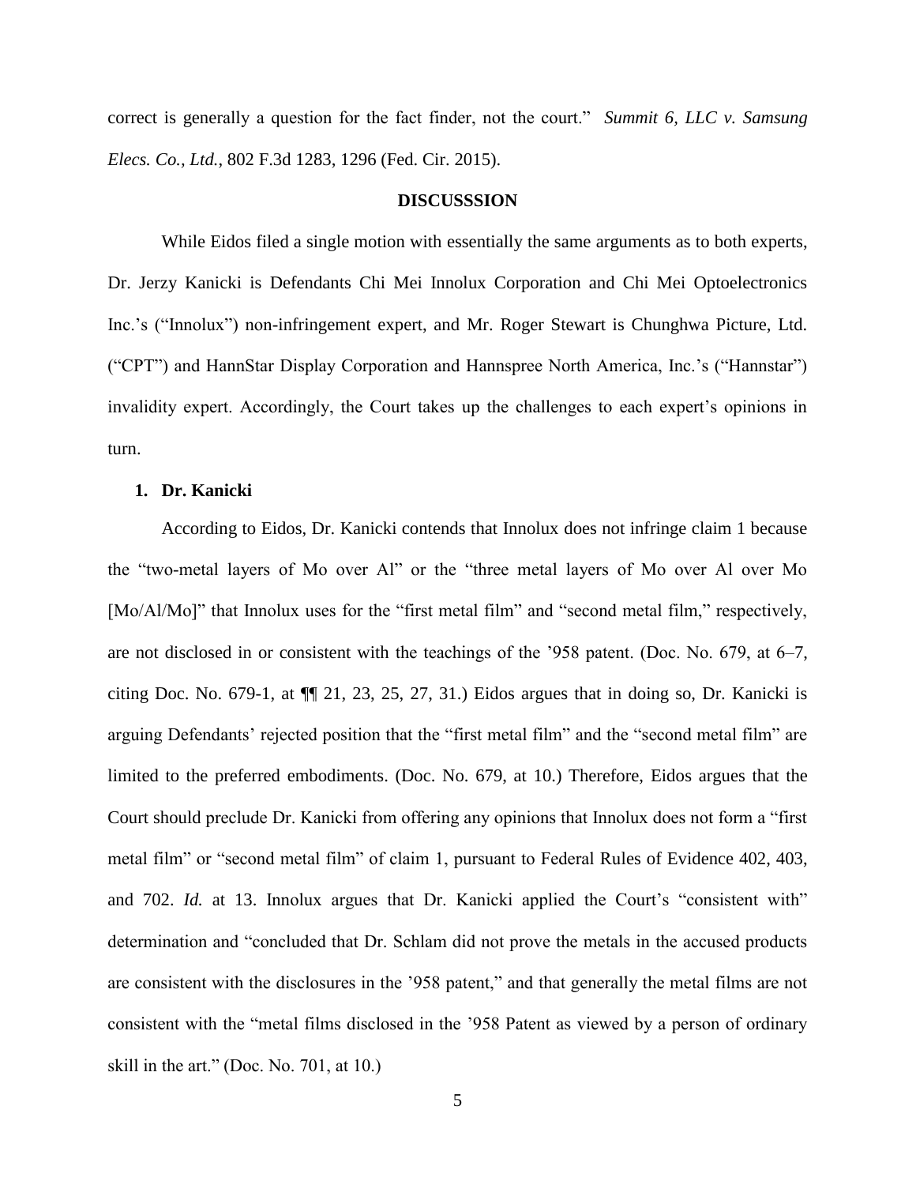correct is generally a question for the fact finder, not the court." *Summit 6, LLC v. Samsung Elecs. Co., Ltd.*, 802 F.3d 1283, 1296 (Fed. Cir. 2015).

## DISCUSSSION

While Eidos filed a single motion with essentially the same arguments as to both experts, Dr. Jerzy Kanicki is Defendants Chi Mei Innolux Corporation and Chi Mei Optoelectronics Inc.'s ("Innolux") non-infringement expert, and Mr. Roger Stewart is Chunghwa Picture, Ltd. ("CPT") and HannStar Display Corporation and Hannspree North America, Inc.'s ("Hannstar") invalidity expert. Accordingly, the Court takes up the challenges to each expert's opinions in turn.

### 1. Dr. Kanicki

According to Eidos, Dr. Kanicki contends that Innolux does not infringe claim 1 because the "two-metal layers of Mo over Al" or the "three metal layers of Mo over Al over Mo [Mo/Al/Mo]" that Innolux uses for the "first metal film" and "second metal film," respectively, are not disclosed in or consistent with the teachings of the '958 patent. (Doc. No. 679, at 6–7, citing Doc. No. 679-1, at ¶¶ 21, 23, 25, 27, 31.) Eidos argues that in doing so, Dr. Kanicki is arguing Defendants' rejected position that the "first metal film" and the "second metal film" are limited to the preferred embodiments. (Doc. No. 679, at 10.) Therefore, Eidos argues that the Court should preclude Dr. Kanicki from offering any opinions that Innolux does not form a "first metal film" or "second metal film" of claim 1, pursuant to Federal Rules of Evidence 402, 403, and 702. *Id.* at 13. Innolux argues that Dr. Kanicki applied the Court's "consistent with" determination and "concluded that Dr. Schlam did not prove the metals in the accused products are consistent with the disclosures in the '958 patent," and that generally the metal films are not consistent with the "metal films disclosed in the '958 Patent as viewed by a person of ordinary skill in the art." (Doc. No. 701, at 10.)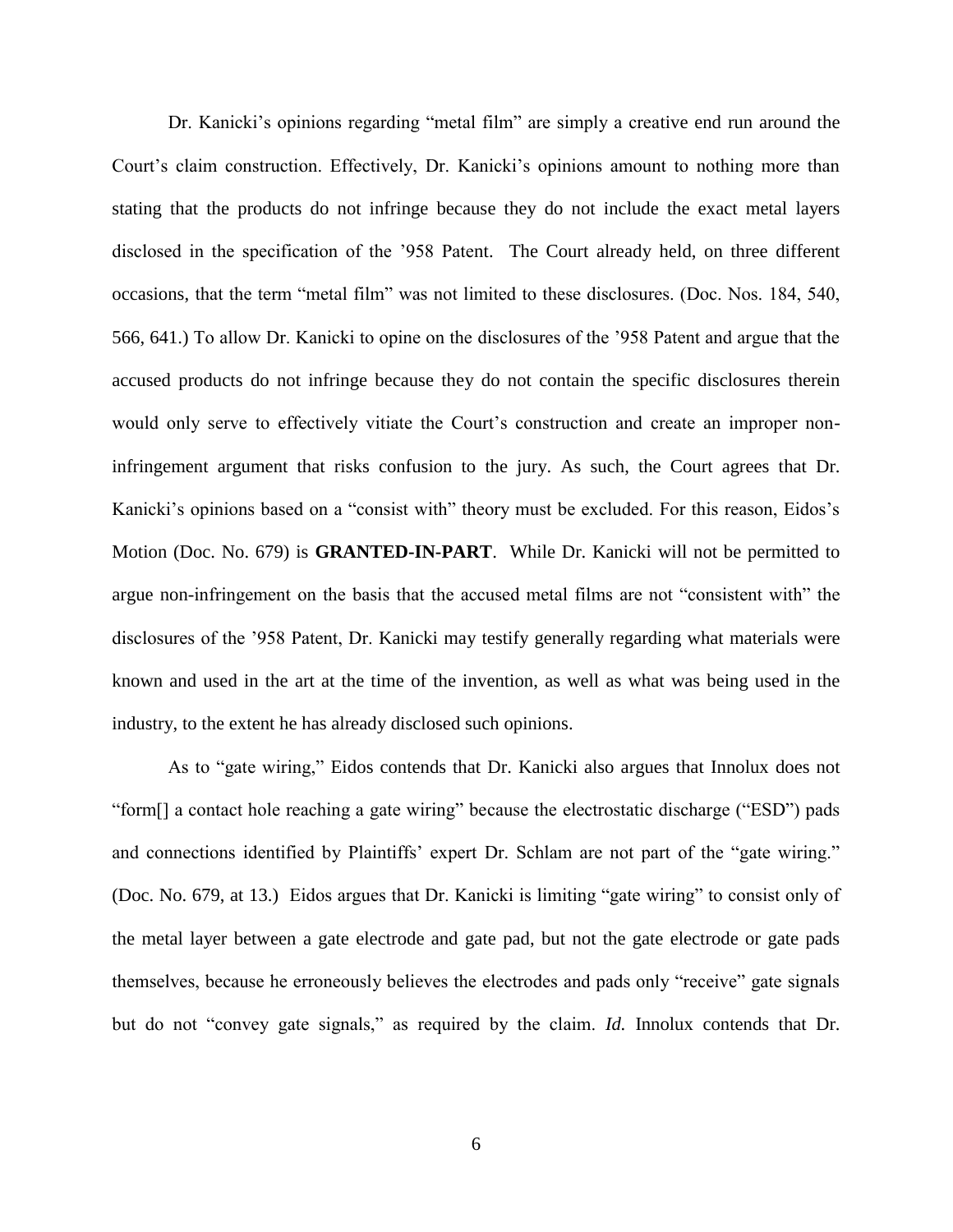Dr. Kanicki's opinions regarding "metal film" are simply a creative end run around the Court's claim construction. Effectively, Dr. Kanicki's opinions amount to nothing more than stating that the products do not infringe because they do not include the exact metal layers disclosed in the specification of the '958 Patent. The Court already held, on three different occasions, that the term "metal film" was not limited to these disclosures. (Doc. Nos. 184, 540, 566, 641.) To allow Dr. Kanicki to opine on the disclosures of the '958 Patent and argue that the accused products do not infringe because they do not contain the specific disclosures therein would only serve to effectively vitiate the Court's construction and create an improper non-infringement argument that risks confusion to the jury. As such, the Court agrees that Dr. Kanicki's opinions based on a "consist with" theory must be excluded. For this reason, Eidos's Motion (Doc. No. 679) is **GRANTED-IN-PART**. While Dr. Kanicki will not be permitted to argue non-infringement on the basis that the accused metal films are not "consistent with" the disclosures of the '958 Patent, Dr. Kanicki may testify generally regarding what materials were known and used in the art at the time of the invention, as well as what was being used in the industry, to the extent he has already disclosed such opinions.

As to "gate wiring," Eidos contends that Dr. Kanicki also argues that Innolux does not "form[] a contact hole reaching a gate wiring" because the electrostatic discharge ("ESD") pads and connections identified by Plaintiffs' expert Dr. Schlam are not part of the "gate wiring." (Doc. No. 679, at 13.) Eidos argues that Dr. Kanicki is limiting "gate wiring" to consist only of the metal layer between a gate electrode and gate pad, but not the gate electrode or gate pads themselves, because he erroneously believes the electrodes and pads only "receive" gate signals but do not "convey gate signals," as required by the claim. *Id.* Innolux contends that Dr.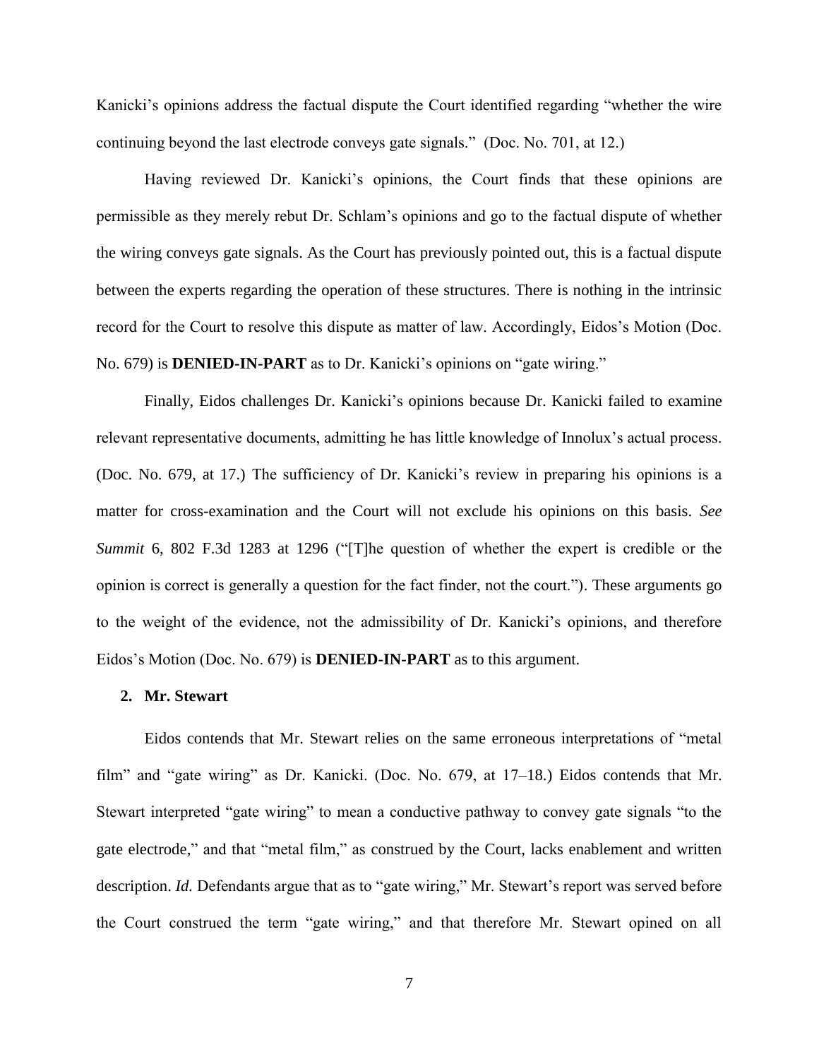Kanicki's opinions address the factual dispute the Court identified regarding "whether the wire continuing beyond the last electrode conveys gate signals." (Doc. No. 701, at 12.)

Having reviewed Dr. Kanicki's opinions, the Court finds that these opinions are permissible as they merely rebut Dr. Schlam's opinions and go to the factual dispute of whether the wiring conveys gate signals. As the Court has previously pointed out, this is a factual dispute between the experts regarding the operation of these structures. There is nothing in the intrinsic record for the Court to resolve this dispute as matter of law. Accordingly, Eidos's Motion (Doc. No. 679) is **DENIED-IN-PART** as to Dr. Kanicki's opinions on "gate wiring."

Finally, Eidos challenges Dr. Kanicki's opinions because Dr. Kanicki failed to examine relevant representative documents, admitting he has little knowledge of Innolux's actual process. (Doc. No. 679, at 17.) The sufficiency of Dr. Kanicki's review in preparing his opinions is a matter for cross-examination and the Court will not exclude his opinions on this basis. *See Summit* 6, 802 F.3d 1283 at 1296 ("[T]he question of whether the expert is credible or the opinion is correct is generally a question for the fact finder, not the court."). These arguments go to the weight of the evidence, not the admissibility of Dr. Kanicki's opinions, and therefore Eidos's Motion (Doc. No. 679) is **DENIED-IN-PART** as to this argument.

### 2. Mr. Stewart

Eidos contends that Mr. Stewart relies on the same erroneous interpretations of "metal film" and "gate wiring" as Dr. Kanicki. (Doc. No. 679, at 17–18.) Eidos contends that Mr. Stewart interpreted "gate wiring" to mean a conductive pathway to convey gate signals "to the gate electrode," and that "metal film," as construed by the Court, lacks enablement and written description. *Id.* Defendants argue that as to "gate wiring," Mr. Stewart's report was served before the Court construed the term "gate wiring," and that therefore Mr. Stewart opined on all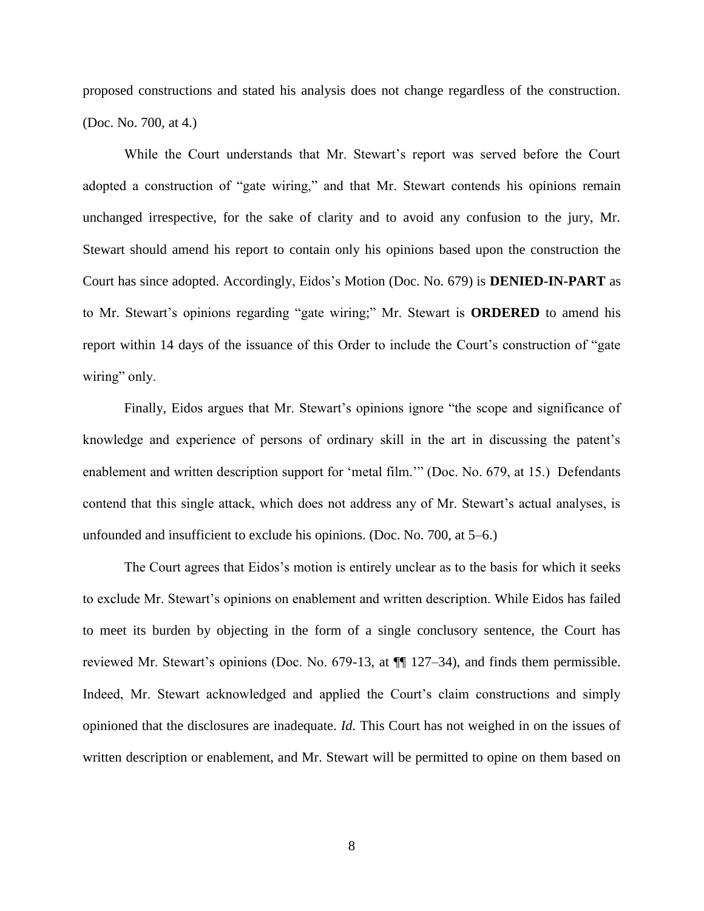proposed constructions and stated his analysis does not change regardless of the construction. (Doc. No. 700, at 4.)

While the Court understands that Mr. Stewart's report was served before the Court adopted a construction of "gate wiring," and that Mr. Stewart contends his opinions remain unchanged irrespective, for the sake of clarity and to avoid any confusion to the jury, Mr. Stewart should amend his report to contain only his opinions based upon the construction the Court has since adopted. Accordingly, Eidos's Motion (Doc. No. 679) is **DENIED-IN-PART** as to Mr. Stewart's opinions regarding "gate wiring;" Mr. Stewart is **ORDERED** to amend his report within 14 days of the issuance of this Order to include the Court's construction of "gate wiring" only.

Finally, Eidos argues that Mr. Stewart's opinions ignore "the scope and significance of knowledge and experience of persons of ordinary skill in the art in discussing the patent's enablement and written description support for 'metal film.'" (Doc. No. 679, at 15.) Defendants contend that this single attack, which does not address any of Mr. Stewart's actual analyses, is unfounded and insufficient to exclude his opinions. (Doc. No. 700, at 5–6.)

The Court agrees that Eidos's motion is entirely unclear as to the basis for which it seeks to exclude Mr. Stewart's opinions on enablement and written description. While Eidos has failed to meet its burden by objecting in the form of a single conclusory sentence, the Court has reviewed Mr. Stewart's opinions (Doc. No. 679-13, at ¶¶ 127–34), and finds them permissible. Indeed, Mr. Stewart acknowledged and applied the Court's claim constructions and simply opinioned that the disclosures are inadequate. *Id.* This Court has not weighed in on the issues of written description or enablement, and Mr. Stewart will be permitted to opine on them based on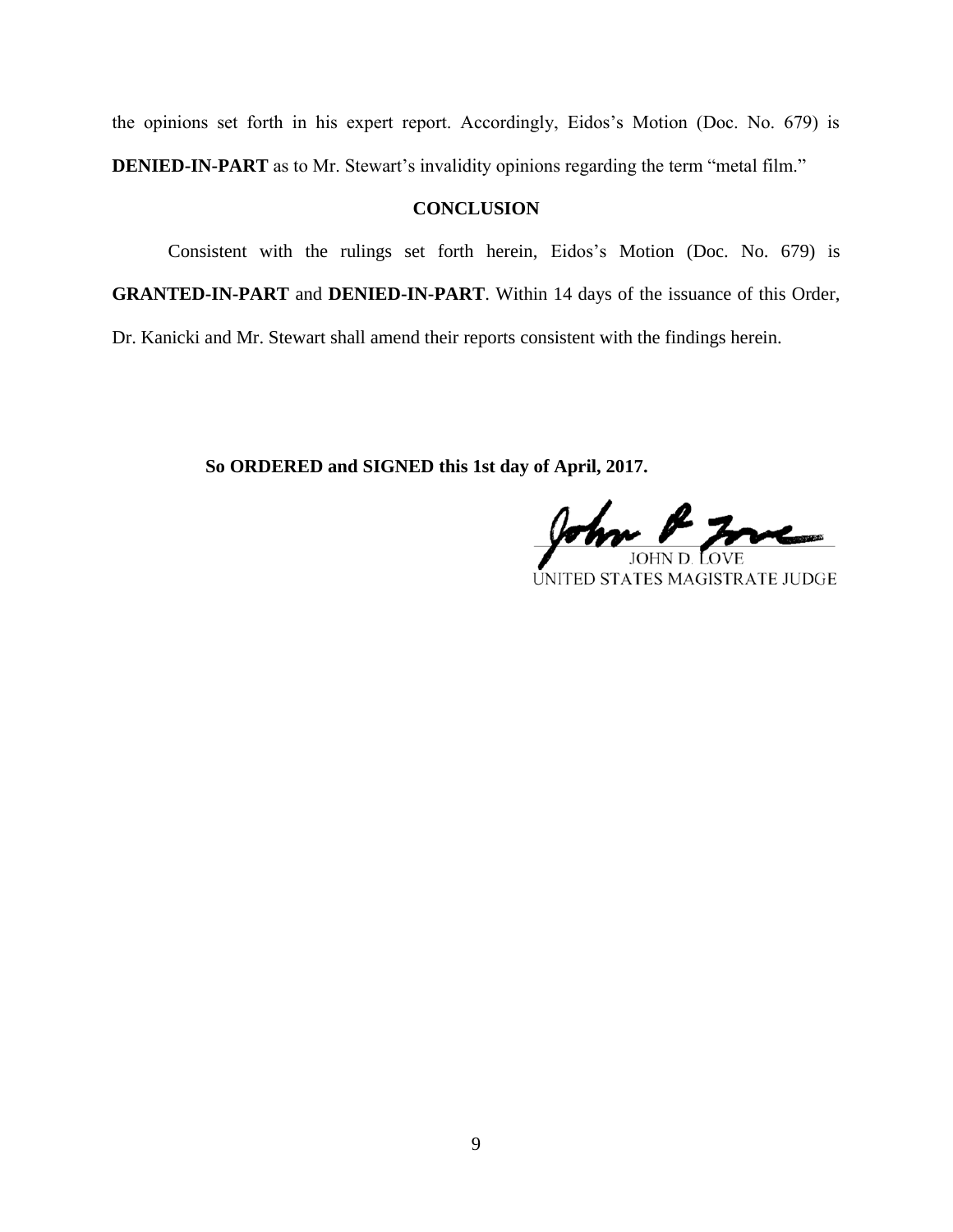the opinions set forth in his expert report. Accordingly, Eidos's Motion (Doc. No. 679) is **DENIED-IN-PART** as to Mr. Stewart's invalidity opinions regarding the term "metal film."

## CONCLUSION

Consistent with the rulings set forth herein, Eidos's Motion (Doc. No. 679) is **GRANTED-IN-PART** and **DENIED-IN-PART**. Within 14 days of the issuance of this Order, Dr. Kanicki and Mr. Stewart shall amend their reports consistent with the findings herein.

**So ORDERED and SIGNED this 1st day of April, 2017.**

JOHN D. LOVE
UNITED STATES MAGISTRATE JUDGE